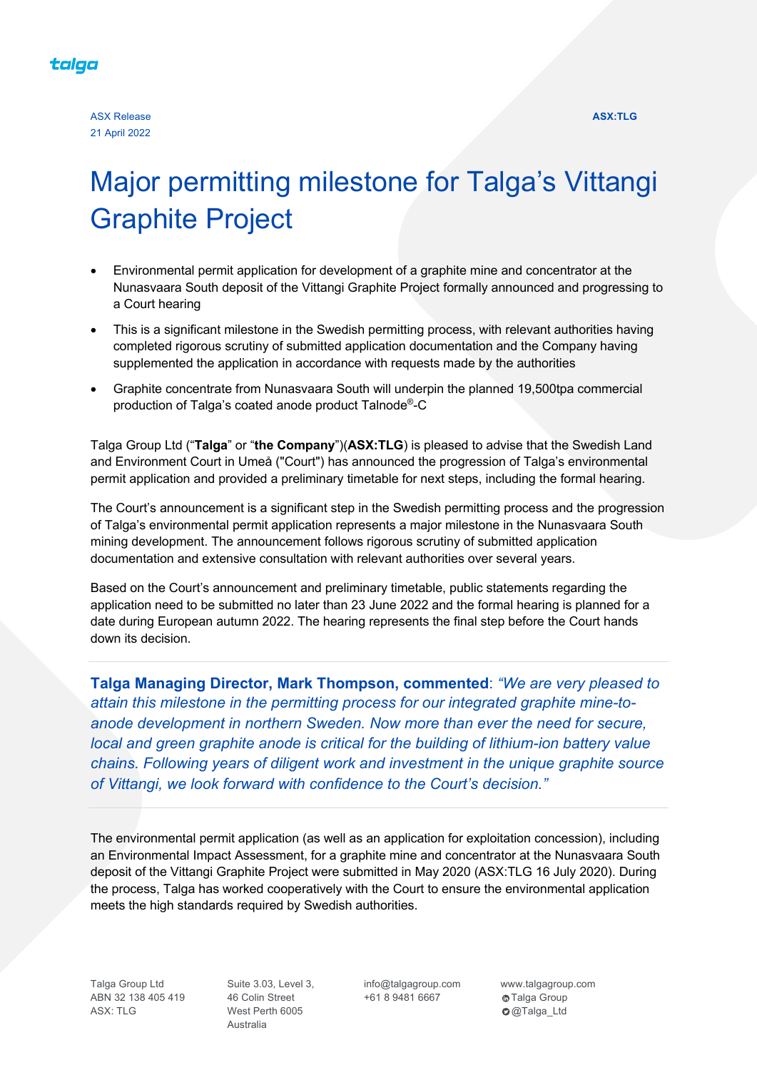talga

ASX Release
21 April 2022

ASX:TLG

# Major permitting milestone for Talga's Vittangi Graphite Project

- Environmental permit application for development of a graphite mine and concentrator at the Nunasvaara South deposit of the Vittangi Graphite Project formally announced and progressing to a Court hearing
- This is a significant milestone in the Swedish permitting process, with relevant authorities having completed rigorous scrutiny of submitted application documentation and the Company having supplemented the application in accordance with requests made by the authorities
- Graphite concentrate from Nunasvaara South will underpin the planned 19,500tpa commercial production of Talga's coated anode product Talnode®-C

Talga Group Ltd ("**Talga**" or "**the Company**")(**ASX:TLG**) is pleased to advise that the Swedish Land and Environment Court in Umeå ("Court") has announced the progression of Talga's environmental permit application and provided a preliminary timetable for next steps, including the formal hearing.

The Court's announcement is a significant step in the Swedish permitting process and the progression of Talga's environmental permit application represents a major milestone in the Nunasvaara South mining development. The announcement follows rigorous scrutiny of submitted application documentation and extensive consultation with relevant authorities over several years.

Based on the Court's announcement and preliminary timetable, public statements regarding the application need to be submitted no later than 23 June 2022 and the formal hearing is planned for a date during European autumn 2022. The hearing represents the final step before the Court hands down its decision.

**Talga Managing Director, Mark Thompson, commented**: *"We are very pleased to attain this milestone in the permitting process for our integrated graphite mine-to-anode development in northern Sweden. Now more than ever the need for secure, local and green graphite anode is critical for the building of lithium-ion battery value chains. Following years of diligent work and investment in the unique graphite source of Vittangi, we look forward with confidence to the Court's decision."*

The environmental permit application (as well as an application for exploitation concession), including an Environmental Impact Assessment, for a graphite mine and concentrator at the Nunasvaara South deposit of the Vittangi Graphite Project were submitted in May 2020 (ASX:TLG 16 July 2020). During the process, Talga has worked cooperatively with the Court to ensure the environmental application meets the high standards required by Swedish authorities.

Talga Group Ltd
ABN 32 138 405 419
ASX: TLG

Suite 3.03, Level 3,
46 Colin Street
West Perth 6005
Australia

info@talgagroup.com
+61 8 9481 6667

www.talgagroup.com
Talga Group
@Talga_Ltd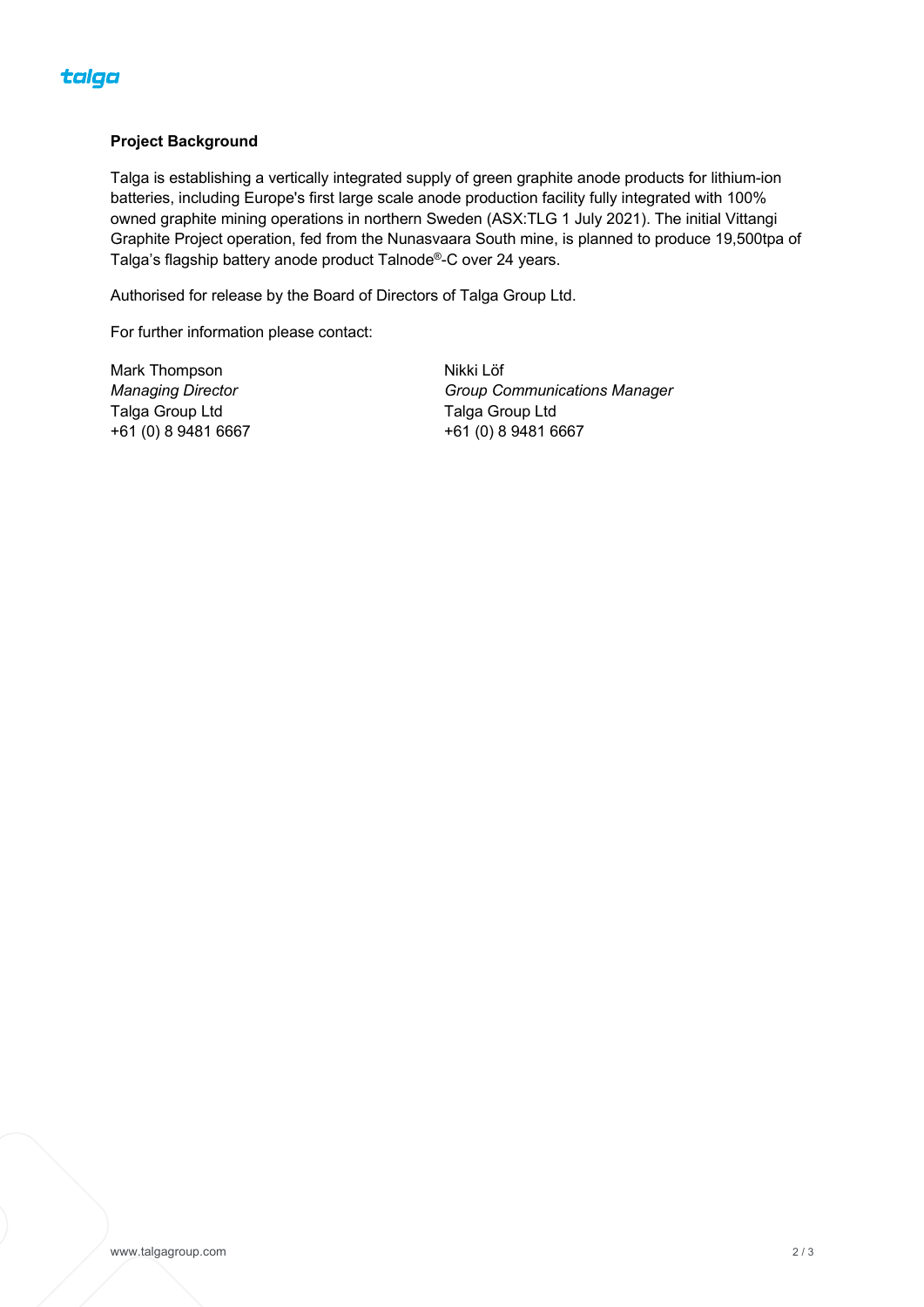**Project Background**

Talga is establishing a vertically integrated supply of green graphite anode products for lithium-ion batteries, including Europe's first large scale anode production facility fully integrated with 100% owned graphite mining operations in northern Sweden (ASX:TLG 1 July 2021). The initial Vittangi Graphite Project operation, fed from the Nunasvaara South mine, is planned to produce 19,500tpa of Talga's flagship battery anode product Talnode®-C over 24 years.

Authorised for release by the Board of Directors of Talga Group Ltd.

For further information please contact:

Mark Thompson
*Managing Director*
Talga Group Ltd
+61 (0) 8 9481 6667

Nikki Löf
*Group Communications Manager*
Talga Group Ltd
+61 (0) 8 9481 6667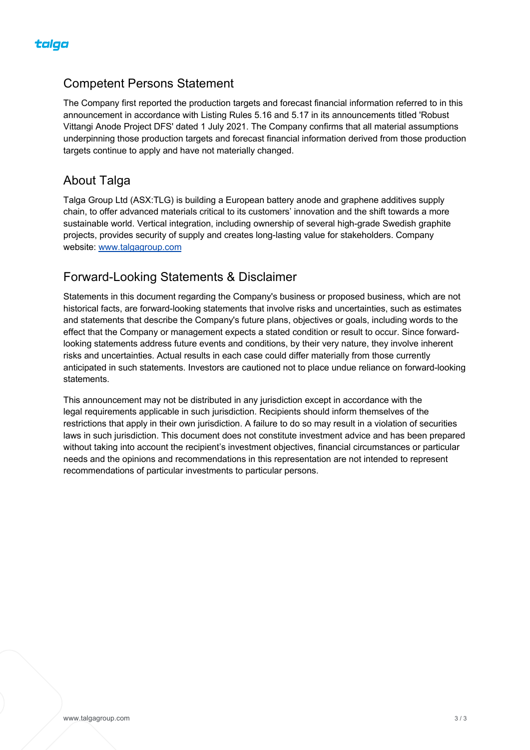## Competent Persons Statement

The Company first reported the production targets and forecast financial information referred to in this announcement in accordance with Listing Rules 5.16 and 5.17 in its announcements titled 'Robust Vittangi Anode Project DFS' dated 1 July 2021. The Company confirms that all material assumptions underpinning those production targets and forecast financial information derived from those production targets continue to apply and have not materially changed.

## About Talga

Talga Group Ltd (ASX:TLG) is building a European battery anode and graphene additives supply chain, to offer advanced materials critical to its customers' innovation and the shift towards a more sustainable world. Vertical integration, including ownership of several high-grade Swedish graphite projects, provides security of supply and creates long-lasting value for stakeholders. Company website: [www.talgagroup.com](http://www.talgagroup.com)

## Forward-Looking Statements & Disclaimer

Statements in this document regarding the Company's business or proposed business, which are not historical facts, are forward-looking statements that involve risks and uncertainties, such as estimates and statements that describe the Company's future plans, objectives or goals, including words to the effect that the Company or management expects a stated condition or result to occur. Since forward-looking statements address future events and conditions, by their very nature, they involve inherent risks and uncertainties. Actual results in each case could differ materially from those currently anticipated in such statements. Investors are cautioned not to place undue reliance on forward-looking statements.

This announcement may not be distributed in any jurisdiction except in accordance with the legal requirements applicable in such jurisdiction. Recipients should inform themselves of the restrictions that apply in their own jurisdiction. A failure to do so may result in a violation of securities laws in such jurisdiction. This document does not constitute investment advice and has been prepared without taking into account the recipient's investment objectives, financial circumstances or particular needs and the opinions and recommendations in this representation are not intended to represent recommendations of particular investments to particular persons.